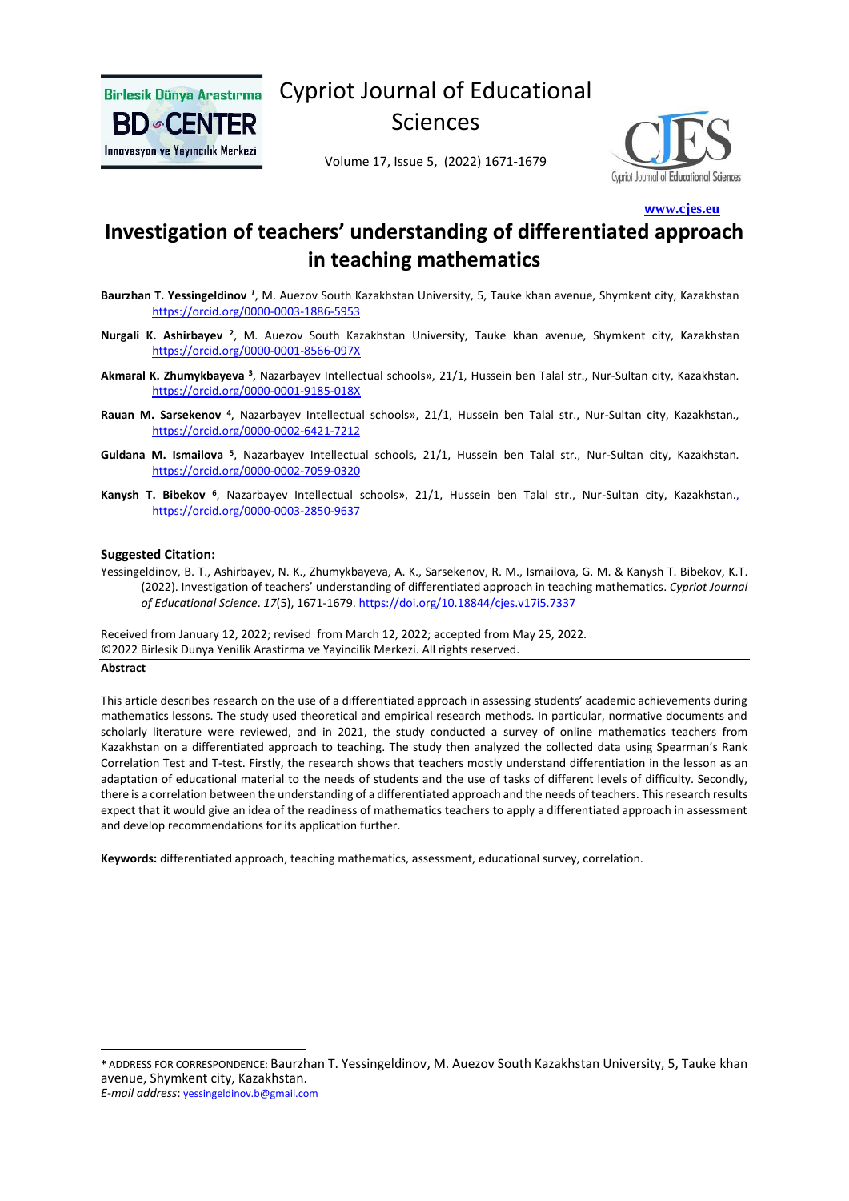# Investigation of teachers' understanding of differentiated approach in teaching mathematics

**Baurzhan T. Yessingeldinov** [1], M. Auezov South Kazakhstan University, 5, Tauke khan avenue, Shymkent city, Kazakhstan https://orcid.org/0000-0003-1886-5953

**Nurgali K. Ashirbayev** [2], M. Auezov South Kazakhstan University, Tauke khan avenue, Shymkent city, Kazakhstan https://orcid.org/0000-0001-8566-097X

**Akmaral K. Zhumykbayeva** [3], Nazarbayev Intellectual schools», 21/1, Hussein ben Talal str., Nur-Sultan city, Kazakhstan. https://orcid.org/0000-0001-9185-018X

**Rauan M. Sarsekenov** [4], Nazarbayev Intellectual schools», 21/1, Hussein ben Talal str., Nur-Sultan city, Kazakhstan., https://orcid.org/0000-0002-6421-7212

**Guldana M. Ismailova** [5], Nazarbayev Intellectual schools, 21/1, Hussein ben Talal str., Nur-Sultan city, Kazakhstan. https://orcid.org/0000-0002-7059-0320

**Kanysh T. Bibekov** [6], Nazarbayev Intellectual schools», 21/1, Hussein ben Talal str., Nur-Sultan city, Kazakhstan., https://orcid.org/0000-0003-2850-9637

**Suggested Citation:**

Yessingeldinov, B. T., Ashirbayev, N. K., Zhumykbayeva, A. K., Sarsekenov, R. M., Ismailova, G. M. & Kanysh T. Bibekov, K.T. (2022). Investigation of teachers' understanding of differentiated approach in teaching mathematics. *Cypriot Journal of Educational Science*. *17*(5), 1671-1679. https://doi.org/10.18844/cjes.v17i5.7337

Received from January 12, 2022; revised from March 12, 2022; accepted from May 25, 2022.
©2022 Birlesik Dunya Yenilik Arastirma ve Yayincilik Merkezi. All rights reserved.

**Abstract**

This article describes research on the use of a differentiated approach in assessing students' academic achievements during mathematics lessons. The study used theoretical and empirical research methods. In particular, normative documents and scholarly literature were reviewed, and in 2021, the study conducted a survey of online mathematics teachers from Kazakhstan on a differentiated approach to teaching. The study then analyzed the collected data using Spearman's Rank Correlation Test and T-test. Firstly, the research shows that teachers mostly understand differentiation in the lesson as an adaptation of educational material to the needs of students and the use of tasks of different levels of difficulty. Secondly, there is a correlation between the understanding of a differentiated approach and the needs of teachers. This research results expect that it would give an idea of the readiness of mathematics teachers to apply a differentiated approach in assessment and develop recommendations for its application further.

**Keywords:** differentiated approach, teaching mathematics, assessment, educational survey, correlation.

---

\* ADDRESS FOR CORRESPONDENCE: Baurzhan T. Yessingeldinov, M. Auezov South Kazakhstan University, 5, Tauke khan avenue, Shymkent city, Kazakhstan.
*E-mail address*: yessingeldinov.b@gmail.com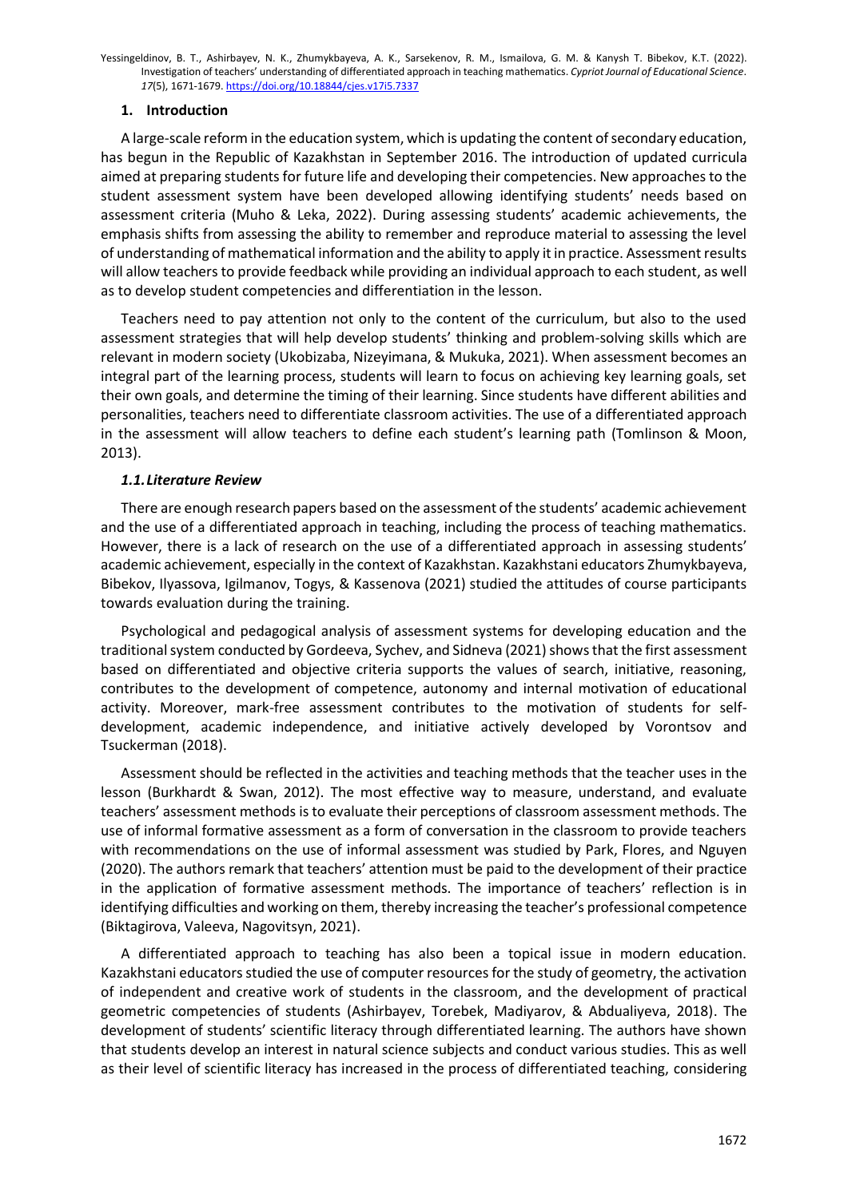## 1. Introduction

A large-scale reform in the education system, which is updating the content of secondary education, has begun in the Republic of Kazakhstan in September 2016. The introduction of updated curricula aimed at preparing students for future life and developing their competencies. New approaches to the student assessment system have been developed allowing identifying students' needs based on assessment criteria (Muho & Leka, 2022). During assessing students' academic achievements, the emphasis shifts from assessing the ability to remember and reproduce material to assessing the level of understanding of mathematical information and the ability to apply it in practice. Assessment results will allow teachers to provide feedback while providing an individual approach to each student, as well as to develop student competencies and differentiation in the lesson.

Teachers need to pay attention not only to the content of the curriculum, but also to the used assessment strategies that will help develop students' thinking and problem-solving skills which are relevant in modern society (Ukobizaba, Nizeyimana, & Mukuka, 2021). When assessment becomes an integral part of the learning process, students will learn to focus on achieving key learning goals, set their own goals, and determine the timing of their learning. Since students have different abilities and personalities, teachers need to differentiate classroom activities. The use of a differentiated approach in the assessment will allow teachers to define each student's learning path (Tomlinson & Moon, 2013).

### *1.1. Literature Review*

There are enough research papers based on the assessment of the students' academic achievement and the use of a differentiated approach in teaching, including the process of teaching mathematics. However, there is a lack of research on the use of a differentiated approach in assessing students' academic achievement, especially in the context of Kazakhstan. Kazakhstani educators Zhumykbayeva, Bibekov, Ilyassova, Igilmanov, Togys, & Kassenova (2021) studied the attitudes of course participants towards evaluation during the training.

Psychological and pedagogical analysis of assessment systems for developing education and the traditional system conducted by Gordeeva, Sychev, and Sidneva (2021) shows that the first assessment based on differentiated and objective criteria supports the values of search, initiative, reasoning, contributes to the development of competence, autonomy and internal motivation of educational activity. Moreover, mark-free assessment contributes to the motivation of students for self-development, academic independence, and initiative actively developed by Vorontsov and Tsuckerman (2018).

Assessment should be reflected in the activities and teaching methods that the teacher uses in the lesson (Burkhardt & Swan, 2012). The most effective way to measure, understand, and evaluate teachers' assessment methods is to evaluate their perceptions of classroom assessment methods. The use of informal formative assessment as a form of conversation in the classroom to provide teachers with recommendations on the use of informal assessment was studied by Park, Flores, and Nguyen (2020). The authors remark that teachers' attention must be paid to the development of their practice in the application of formative assessment methods. The importance of teachers' reflection is in identifying difficulties and working on them, thereby increasing the teacher's professional competence (Biktagirova, Valeeva, Nagovitsyn, 2021).

A differentiated approach to teaching has also been a topical issue in modern education. Kazakhstani educators studied the use of computer resources for the study of geometry, the activation of independent and creative work of students in the classroom, and the development of practical geometric competencies of students (Ashirbayev, Torebek, Madiyarov, & Abdualiyeva, 2018). The development of students' scientific literacy through differentiated learning. The authors have shown that students develop an interest in natural science subjects and conduct various studies. This as well as their level of scientific literacy has increased in the process of differentiated teaching, considering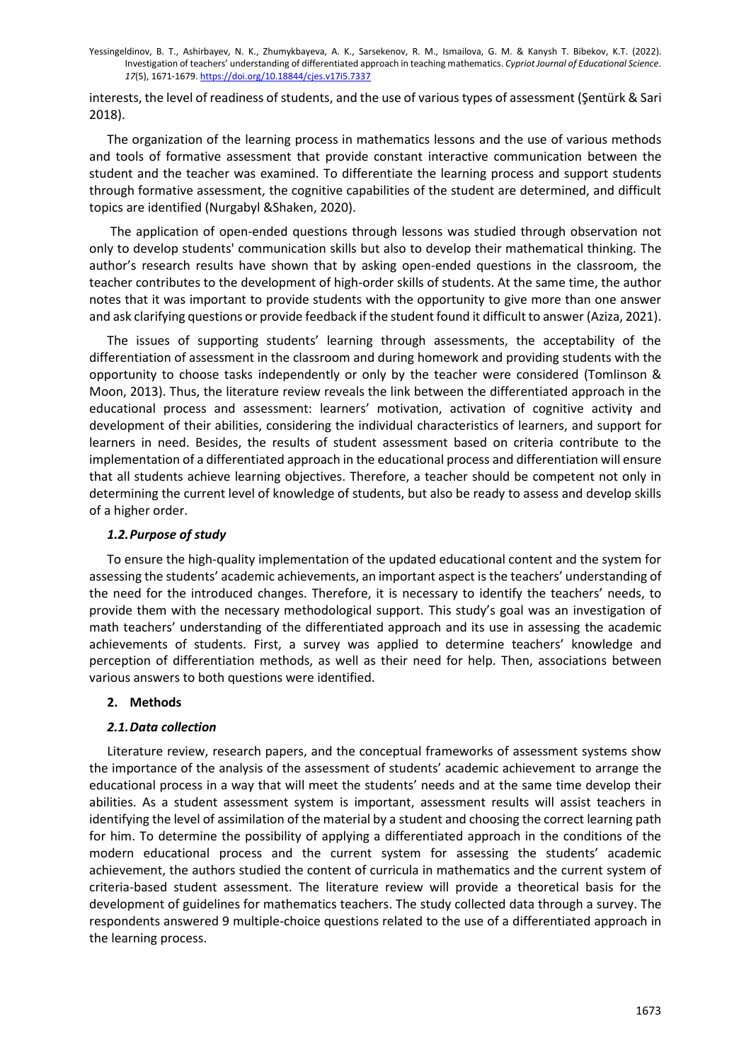interests, the level of readiness of students, and the use of various types of assessment (Şentürk & Sari 2018).

The organization of the learning process in mathematics lessons and the use of various methods and tools of formative assessment that provide constant interactive communication between the student and the teacher was examined. To differentiate the learning process and support students through formative assessment, the cognitive capabilities of the student are determined, and difficult topics are identified (Nurgabyl &Shaken, 2020).

The application of open-ended questions through lessons was studied through observation not only to develop students' communication skills but also to develop their mathematical thinking. The author's research results have shown that by asking open-ended questions in the classroom, the teacher contributes to the development of high-order skills of students. At the same time, the author notes that it was important to provide students with the opportunity to give more than one answer and ask clarifying questions or provide feedback if the student found it difficult to answer (Aziza, 2021).

The issues of supporting students' learning through assessments, the acceptability of the differentiation of assessment in the classroom and during homework and providing students with the opportunity to choose tasks independently or only by the teacher were considered (Tomlinson & Moon, 2013). Thus, the literature review reveals the link between the differentiated approach in the educational process and assessment: learners' motivation, activation of cognitive activity and development of their abilities, considering the individual characteristics of learners, and support for learners in need. Besides, the results of student assessment based on criteria contribute to the implementation of a differentiated approach in the educational process and differentiation will ensure that all students achieve learning objectives. Therefore, a teacher should be competent not only in determining the current level of knowledge of students, but also be ready to assess and develop skills of a higher order.

### *1.2. Purpose of study*

To ensure the high-quality implementation of the updated educational content and the system for assessing the students' academic achievements, an important aspect is the teachers' understanding of the need for the introduced changes. Therefore, it is necessary to identify the teachers' needs, to provide them with the necessary methodological support. This study's goal was an investigation of math teachers' understanding of the differentiated approach and its use in assessing the academic achievements of students. First, a survey was applied to determine teachers' knowledge and perception of differentiation methods, as well as their need for help. Then, associations between various answers to both questions were identified.

## 2. Methods

### *2.1. Data collection*

Literature review, research papers, and the conceptual frameworks of assessment systems show the importance of the analysis of the assessment of students' academic achievement to arrange the educational process in a way that will meet the students' needs and at the same time develop their abilities. As a student assessment system is important, assessment results will assist teachers in identifying the level of assimilation of the material by a student and choosing the correct learning path for him. To determine the possibility of applying a differentiated approach in the conditions of the modern educational process and the current system for assessing the students' academic achievement, the authors studied the content of curricula in mathematics and the current system of criteria-based student assessment. The literature review will provide a theoretical basis for the development of guidelines for mathematics teachers. The study collected data through a survey. The respondents answered 9 multiple-choice questions related to the use of a differentiated approach in the learning process.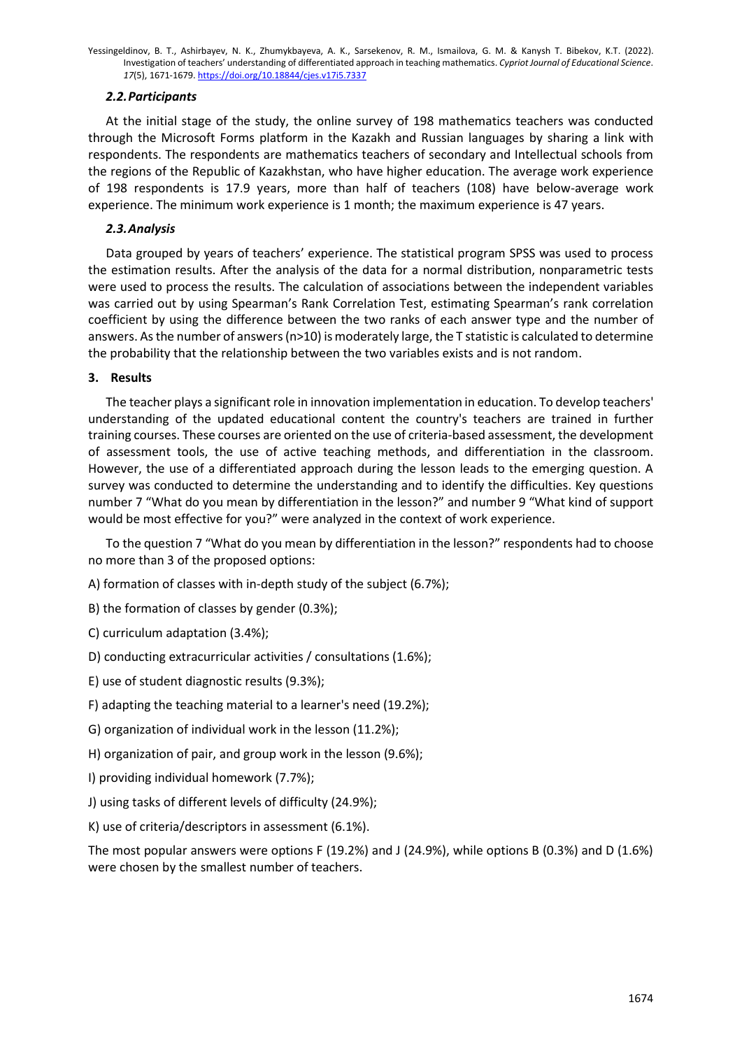### *2.2. Participants*

At the initial stage of the study, the online survey of 198 mathematics teachers was conducted through the Microsoft Forms platform in the Kazakh and Russian languages by sharing a link with respondents. The respondents are mathematics teachers of secondary and Intellectual schools from the regions of the Republic of Kazakhstan, who have higher education. The average work experience of 198 respondents is 17.9 years, more than half of teachers (108) have below-average work experience. The minimum work experience is 1 month; the maximum experience is 47 years.

### *2.3. Analysis*

Data grouped by years of teachers' experience. The statistical program SPSS was used to process the estimation results. After the analysis of the data for a normal distribution, nonparametric tests were used to process the results. The calculation of associations between the independent variables was carried out by using Spearman's Rank Correlation Test, estimating Spearman's rank correlation coefficient by using the difference between the two ranks of each answer type and the number of answers. As the number of answers ($n>10$) is moderately large, the T statistic is calculated to determine the probability that the relationship between the two variables exists and is not random.

## 3. Results

The teacher plays a significant role in innovation implementation in education. To develop teachers' understanding of the updated educational content the country's teachers are trained in further training courses. These courses are oriented on the use of criteria-based assessment, the development of assessment tools, the use of active teaching methods, and differentiation in the classroom. However, the use of a differentiated approach during the lesson leads to the emerging question. A survey was conducted to determine the understanding and to identify the difficulties. Key questions number 7 "What do you mean by differentiation in the lesson?" and number 9 "What kind of support would be most effective for you?" were analyzed in the context of work experience.

To the question 7 "What do you mean by differentiation in the lesson?" respondents had to choose no more than 3 of the proposed options:

A) formation of classes with in-depth study of the subject (6.7%);

B) the formation of classes by gender (0.3%);

C) curriculum adaptation (3.4%);

D) conducting extracurricular activities / consultations (1.6%);

E) use of student diagnostic results (9.3%);

F) adapting the teaching material to a learner's need (19.2%);

G) organization of individual work in the lesson (11.2%);

H) organization of pair, and group work in the lesson (9.6%);

I) providing individual homework (7.7%);

J) using tasks of different levels of difficulty (24.9%);

K) use of criteria/descriptors in assessment (6.1%).

The most popular answers were options F (19.2%) and J (24.9%), while options B (0.3%) and D (1.6%) were chosen by the smallest number of teachers.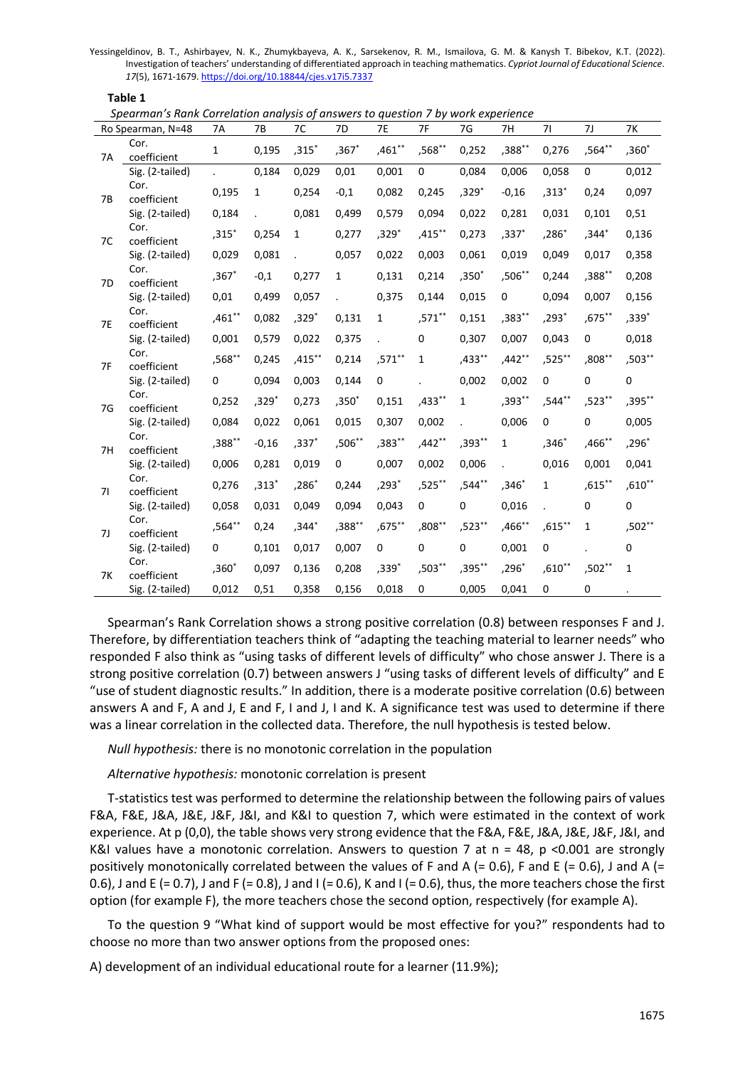**Table 1**

*Spearman's Rank Correlation analysis of answers to question 7 by work experience*

| Ro Spearman, N=48 | | 7A | 7B | 7C | 7D | 7E | 7F | 7G | 7H | 7I | 7J | 7K |
|---|---|---|---|---|---|---|---|---|---|---|---|---|
| 7A | Cor. coefficient | 1 | 0,195 | ,315* | ,367* | ,461** | ,568** | 0,252 | ,388** | 0,276 | ,564** | ,360* |
| | Sig. (2-tailed) | . | 0,184 | 0,029 | 0,01 | 0,001 | 0 | 0,084 | 0,006 | 0,058 | 0 | 0,012 |
| 7B | Cor. coefficient | 0,195 | 1 | 0,254 | -0,1 | 0,082 | 0,245 | ,329* | -0,16 | ,313* | 0,24 | 0,097 |
| | Sig. (2-tailed) | 0,184 | . | 0,081 | 0,499 | 0,579 | 0,094 | 0,022 | 0,281 | 0,031 | 0,101 | 0,51 |
| 7C | Cor. coefficient | ,315* | 0,254 | 1 | 0,277 | ,329* | ,415** | 0,273 | ,337* | ,286* | ,344* | 0,136 |
| | Sig. (2-tailed) | 0,029 | 0,081 | . | 0,057 | 0,022 | 0,003 | 0,061 | 0,019 | 0,049 | 0,017 | 0,358 |
| 7D | Cor. coefficient | ,367* | -0,1 | 0,277 | 1 | 0,131 | 0,214 | ,350* | ,506** | 0,244 | ,388** | 0,208 |
| | Sig. (2-tailed) | 0,01 | 0,499 | 0,057 | . | 0,375 | 0,144 | 0,015 | 0 | 0,094 | 0,007 | 0,156 |
| 7E | Cor. coefficient | ,461** | 0,082 | ,329* | 0,131 | 1 | ,571** | 0,151 | ,383** | ,293* | ,675** | ,339* |
| | Sig. (2-tailed) | 0,001 | 0,579 | 0,022 | 0,375 | . | 0 | 0,307 | 0,007 | 0,043 | 0 | 0,018 |
| 7F | Cor. coefficient | ,568** | 0,245 | ,415** | 0,214 | ,571** | 1 | ,433** | ,442** | ,525** | ,808** | ,503** |
| | Sig. (2-tailed) | 0 | 0,094 | 0,003 | 0,144 | 0 | . | 0,002 | 0,002 | 0 | 0 | 0 |
| 7G | Cor. coefficient | 0,252 | ,329* | 0,273 | ,350* | 0,151 | ,433** | 1 | ,393** | ,544** | ,523** | ,395** |
| | Sig. (2-tailed) | 0,084 | 0,022 | 0,061 | 0,015 | 0,307 | 0,002 | . | 0,006 | 0 | 0 | 0,005 |
| 7H | Cor. coefficient | ,388** | -0,16 | ,337* | ,506** | ,383** | ,442** | ,393** | 1 | ,346* | ,466** | ,296* |
| | Sig. (2-tailed) | 0,006 | 0,281 | 0,019 | 0 | 0,007 | 0,002 | 0,006 | . | 0,016 | 0,001 | 0,041 |
| 7I | Cor. coefficient | 0,276 | ,313* | ,286* | 0,244 | ,293* | ,525** | ,544** | ,346* | 1 | ,615** | ,610** |
| | Sig. (2-tailed) | 0,058 | 0,031 | 0,049 | 0,094 | 0,043 | 0 | 0 | 0,016 | . | 0 | 0 |
| 7J | Cor. coefficient | ,564** | 0,24 | ,344* | ,388** | ,675** | ,808** | ,523** | ,466** | ,615** | 1 | ,502** |
| | Sig. (2-tailed) | 0 | 0,101 | 0,017 | 0,007 | 0 | 0 | 0 | 0,001 | 0 | . | 0 |
| 7K | Cor. coefficient | ,360* | 0,097 | 0,136 | 0,208 | ,339* | ,503** | ,395** | ,296* | ,610** | ,502** | 1 |
| | Sig. (2-tailed) | 0,012 | 0,51 | 0,358 | 0,156 | 0,018 | 0 | 0,005 | 0,041 | 0 | 0 | . |

Spearman's Rank Correlation shows a strong positive correlation (0.8) between responses F and J. Therefore, by differentiation teachers think of "adapting the teaching material to learner needs" who responded F also think as "using tasks of different levels of difficulty" who chose answer J. There is a strong positive correlation (0.7) between answers J "using tasks of different levels of difficulty" and E "use of student diagnostic results." In addition, there is a moderate positive correlation (0.6) between answers A and F, A and J, E and F, I and J, I and K. A significance test was used to determine if there was a linear correlation in the collected data. Therefore, the null hypothesis is tested below.

*Null hypothesis:* there is no monotonic correlation in the population

*Alternative hypothesis:* monotonic correlation is present

T-statistics test was performed to determine the relationship between the following pairs of values F&A, F&E, J&A, J&E, J&F, J&I, and K&I to question 7, which were estimated in the context of work experience. At p (0,0), the table shows very strong evidence that the F&A, F&E, J&A, J&E, J&F, J&I, and K&I values have a monotonic correlation. Answers to question 7 at n = 48, p <0.001 are strongly positively monotonically correlated between the values of F and A (= 0.6), F and E (= 0.6), J and A (= 0.6), J and E (= 0.7), J and F (= 0.8), J and I (= 0.6), K and I (= 0.6), thus, the more teachers chose the first option (for example F), the more teachers chose the second option, respectively (for example A).

To the question 9 "What kind of support would be most effective for you?" respondents had to choose no more than two answer options from the proposed ones:

A) development of an individual educational route for a learner (11.9%);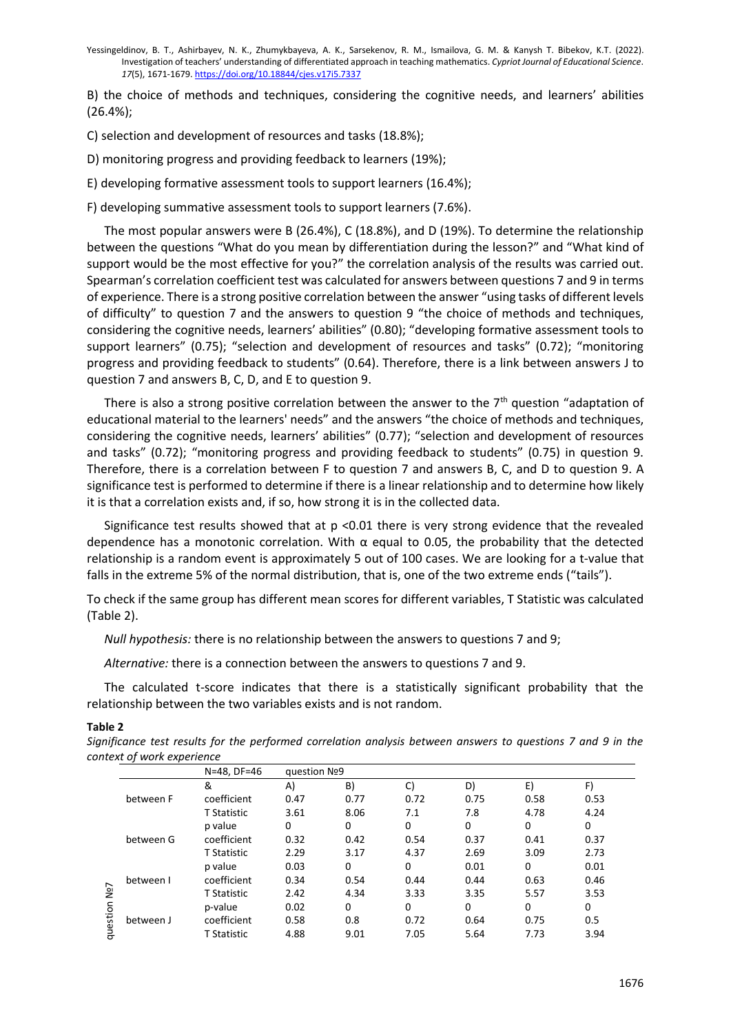B) the choice of methods and techniques, considering the cognitive needs, and learners' abilities (26.4%);

C) selection and development of resources and tasks (18.8%);

D) monitoring progress and providing feedback to learners (19%);

E) developing formative assessment tools to support learners (16.4%);

F) developing summative assessment tools to support learners (7.6%).

The most popular answers were B (26.4%), C (18.8%), and D (19%). To determine the relationship between the questions "What do you mean by differentiation during the lesson?" and "What kind of support would be the most effective for you?" the correlation analysis of the results was carried out. Spearman's correlation coefficient test was calculated for answers between questions 7 and 9 in terms of experience. There is a strong positive correlation between the answer "using tasks of different levels of difficulty" to question 7 and the answers to question 9 "the choice of methods and techniques, considering the cognitive needs, learners' abilities" (0.80); "developing formative assessment tools to support learners" (0.75); "selection and development of resources and tasks" (0.72); "monitoring progress and providing feedback to students" (0.64). Therefore, there is a link between answers J to question 7 and answers B, C, D, and E to question 9.

There is also a strong positive correlation between the answer to the 7th question "adaptation of educational material to the learners' needs" and the answers "the choice of methods and techniques, considering the cognitive needs, learners' abilities" (0.77); "selection and development of resources and tasks" (0.72); "monitoring progress and providing feedback to students" (0.75) in question 9. Therefore, there is a correlation between F to question 7 and answers B, C, and D to question 9. A significance test is performed to determine if there is a linear relationship and to determine how likely it is that a correlation exists and, if so, how strong it is in the collected data.

Significance test results showed that at $p < 0.01$ there is very strong evidence that the revealed dependence has a monotonic correlation. With $\alpha$ equal to 0.05, the probability that the detected relationship is a random event is approximately 5 out of 100 cases. We are looking for a t-value that falls in the extreme 5% of the normal distribution, that is, one of the two extreme ends ("tails").

To check if the same group has different mean scores for different variables, T Statistic was calculated (Table 2).

*Null hypothesis:* there is no relationship between the answers to questions 7 and 9;

*Alternative:* there is a connection between the answers to questions 7 and 9.

The calculated t-score indicates that there is a statistically significant probability that the relationship between the two variables exists and is not random.

**Table 2**

*Significance test results for the performed correlation analysis between answers to questions 7 and 9 in the context of work experience*

| | | N=48, DF=46 | question №9 | | | | | |
|---|---|---|---|---|---|---|---|---|
| | | & | A) | B) | C) | D) | E) | F) |
| question №7 | between F | coefficient | 0.47 | 0.77 | 0.72 | 0.75 | 0.58 | 0.53 |
| | | T Statistic | 3.61 | 8.06 | 7.1 | 7.8 | 4.78 | 4.24 |
| | | p value | 0 | 0 | 0 | 0 | 0 | 0 |
| | between G | coefficient | 0.32 | 0.42 | 0.54 | 0.37 | 0.41 | 0.37 |
| | | T Statistic | 2.29 | 3.17 | 4.37 | 2.69 | 3.09 | 2.73 |
| | | p value | 0.03 | 0 | 0 | 0.01 | 0 | 0.01 |
| | between I | coefficient | 0.34 | 0.54 | 0.44 | 0.44 | 0.63 | 0.46 |
| | | T Statistic | 2.42 | 4.34 | 3.33 | 3.35 | 5.57 | 3.53 |
| | | p-value | 0.02 | 0 | 0 | 0 | 0 | 0 |
| | between J | coefficient | 0.58 | 0.8 | 0.72 | 0.64 | 0.75 | 0.5 |
| | | T Statistic | 4.88 | 9.01 | 7.05 | 5.64 | 7.73 | 3.94 |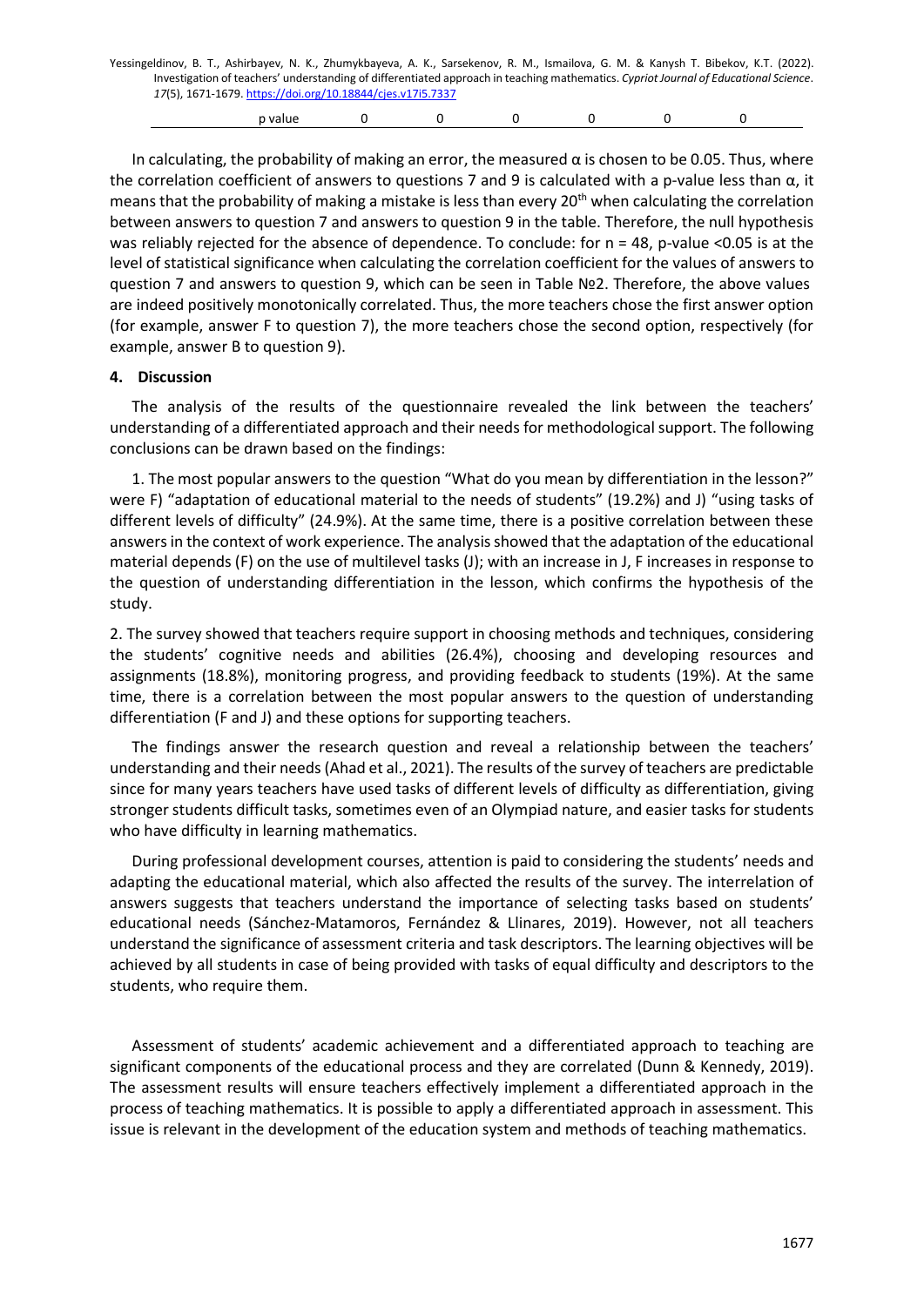| p value | 0 | 0 | 0 | 0 | 0 | 0 |
|---|---|---|---|---|---|---|

In calculating, the probability of making an error, the measured $\alpha$ is chosen to be 0.05. Thus, where the correlation coefficient of answers to questions 7 and 9 is calculated with a p-value less than $\alpha$, it means that the probability of making a mistake is less than every $20^{th}$ when calculating the correlation between answers to question 7 and answers to question 9 in the table. Therefore, the null hypothesis was reliably rejected for the absence of dependence. To conclude: for $n = 48$, p-value $<0.05$ is at the level of statistical significance when calculating the correlation coefficient for the values of answers to question 7 and answers to question 9, which can be seen in Table №2. Therefore, the above values are indeed positively monotonically correlated. Thus, the more teachers chose the first answer option (for example, answer F to question 7), the more teachers chose the second option, respectively (for example, answer B to question 9).

## 4. Discussion

The analysis of the results of the questionnaire revealed the link between the teachers' understanding of a differentiated approach and their needs for methodological support. The following conclusions can be drawn based on the findings:

1. The most popular answers to the question "What do you mean by differentiation in the lesson?" were F) "adaptation of educational material to the needs of students" (19.2%) and J) "using tasks of different levels of difficulty" (24.9%). At the same time, there is a positive correlation between these answers in the context of work experience. The analysis showed that the adaptation of the educational material depends (F) on the use of multilevel tasks (J); with an increase in J, F increases in response to the question of understanding differentiation in the lesson, which confirms the hypothesis of the study.

2. The survey showed that teachers require support in choosing methods and techniques, considering the students' cognitive needs and abilities (26.4%), choosing and developing resources and assignments (18.8%), monitoring progress, and providing feedback to students (19%). At the same time, there is a correlation between the most popular answers to the question of understanding differentiation (F and J) and these options for supporting teachers.

The findings answer the research question and reveal a relationship between the teachers' understanding and their needs (Ahad et al., 2021). The results of the survey of teachers are predictable since for many years teachers have used tasks of different levels of difficulty as differentiation, giving stronger students difficult tasks, sometimes even of an Olympiad nature, and easier tasks for students who have difficulty in learning mathematics.

During professional development courses, attention is paid to considering the students' needs and adapting the educational material, which also affected the results of the survey. The interrelation of answers suggests that teachers understand the importance of selecting tasks based on students' educational needs (Sánchez-Matamoros, Fernández & Llinares, 2019). However, not all teachers understand the significance of assessment criteria and task descriptors. The learning objectives will be achieved by all students in case of being provided with tasks of equal difficulty and descriptors to the students, who require them.

Assessment of students' academic achievement and a differentiated approach to teaching are significant components of the educational process and they are correlated (Dunn & Kennedy, 2019). The assessment results will ensure teachers effectively implement a differentiated approach in the process of teaching mathematics. It is possible to apply a differentiated approach in assessment. This issue is relevant in the development of the education system and methods of teaching mathematics.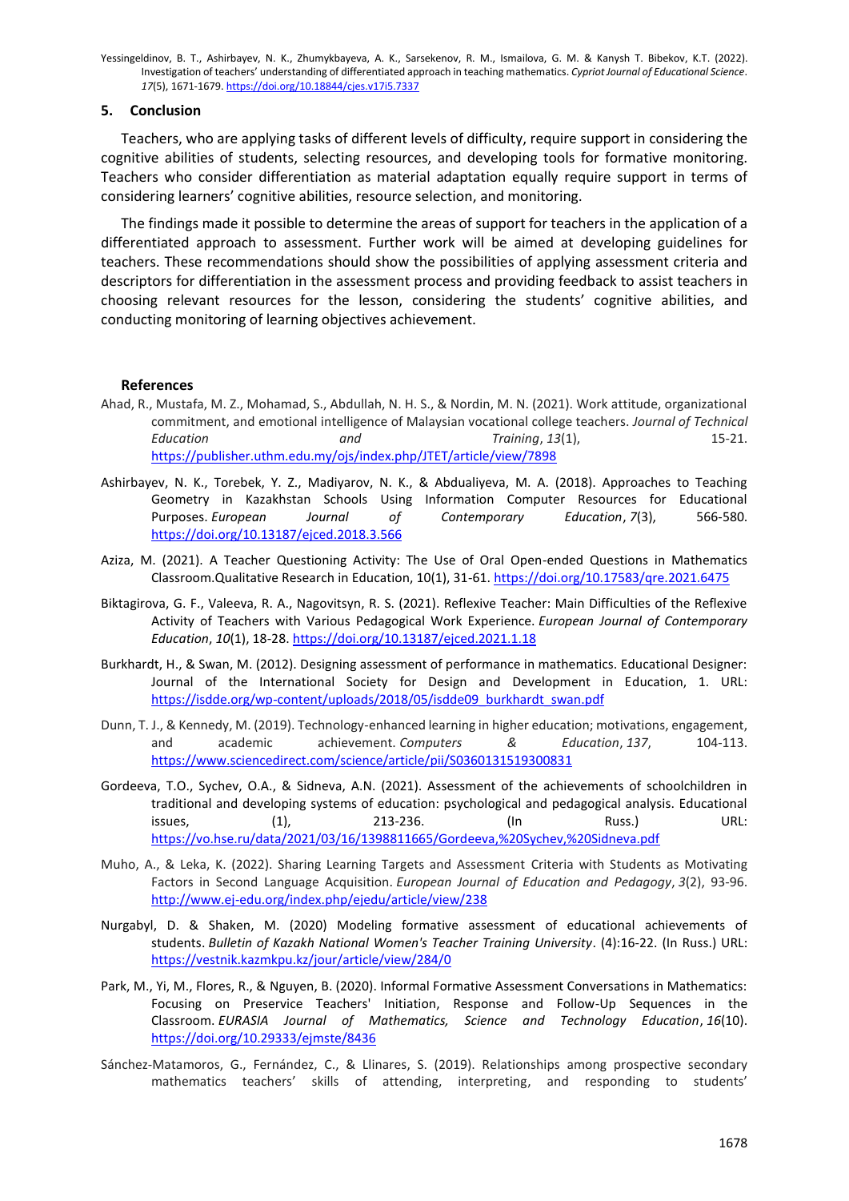## 5. Conclusion

Teachers, who are applying tasks of different levels of difficulty, require support in considering the cognitive abilities of students, selecting resources, and developing tools for formative monitoring. Teachers who consider differentiation as material adaptation equally require support in terms of considering learners' cognitive abilities, resource selection, and monitoring.

The findings made it possible to determine the areas of support for teachers in the application of a differentiated approach to assessment. Further work will be aimed at developing guidelines for teachers. These recommendations should show the possibilities of applying assessment criteria and descriptors for differentiation in the assessment process and providing feedback to assist teachers in choosing relevant resources for the lesson, considering the students' cognitive abilities, and conducting monitoring of learning objectives achievement.

### References

Ahad, R., Mustafa, M. Z., Mohamad, S., Abdullah, N. H. S., & Nordin, M. N. (2021). Work attitude, organizational commitment, and emotional intelligence of Malaysian vocational college teachers. *Journal of Technical Education and Training*, *13*(1), 15-21. https://publisher.uthm.edu.my/ojs/index.php/JTET/article/view/7898

Ashirbayev, N. K., Torebek, Y. Z., Madiyarov, N. K., & Abdualiyeva, M. A. (2018). Approaches to Teaching Geometry in Kazakhstan Schools Using Information Computer Resources for Educational Purposes. *European Journal of Contemporary Education*, *7*(3), 566-580. https://doi.org/10.13187/ejced.2018.3.566

Aziza, M. (2021). A Teacher Questioning Activity: The Use of Oral Open-ended Questions in Mathematics Classroom.Qualitative Research in Education, 10(1), 31-61. https://doi.org/10.17583/qre.2021.6475

Biktagirova, G. F., Valeeva, R. A., Nagovitsyn, R. S. (2021). Reflexive Teacher: Main Difficulties of the Reflexive Activity of Teachers with Various Pedagogical Work Experience. *European Journal of Contemporary Education*, *10*(1), 18-28. https://doi.org/10.13187/ejced.2021.1.18

Burkhardt, H., & Swan, M. (2012). Designing assessment of performance in mathematics. Educational Designer: Journal of the International Society for Design and Development in Education, 1. URL: https://isdde.org/wp-content/uploads/2018/05/isdde09_burkhardt_swan.pdf

Dunn, T. J., & Kennedy, M. (2019). Technology-enhanced learning in higher education; motivations, engagement, and academic achievement. *Computers & Education*, *137*, 104-113. https://www.sciencedirect.com/science/article/pii/S0360131519300831

Gordeeva, T.O., Sychev, O.A., & Sidneva, A.N. (2021). Assessment of the achievements of schoolchildren in traditional and developing systems of education: psychological and pedagogical analysis. Educational issues, (1), 213-236. (In Russ.) URL: https://vo.hse.ru/data/2021/03/16/1398811665/Gordeeva,%20Sychev,%20Sidneva.pdf

Muho, A., & Leka, K. (2022). Sharing Learning Targets and Assessment Criteria with Students as Motivating Factors in Second Language Acquisition. *European Journal of Education and Pedagogy*, *3*(2), 93-96. http://www.ej-edu.org/index.php/ejedu/article/view/238

Nurgabyl, D. & Shaken, M. (2020) Modeling formative assessment of educational achievements of students. *Bulletin of Kazakh National Women's Teacher Training University*. (4):16-22. (In Russ.) URL: https://vestnik.kazmkpu.kz/jour/article/view/284/0

Park, M., Yi, M., Flores, R., & Nguyen, B. (2020). Informal Formative Assessment Conversations in Mathematics: Focusing on Preservice Teachers' Initiation, Response and Follow-Up Sequences in the Classroom. *EURASIA Journal of Mathematics, Science and Technology Education*, *16*(10). https://doi.org/10.29333/ejmste/8436

Sánchez-Matamoros, G., Fernández, C., & Llinares, S. (2019). Relationships among prospective secondary mathematics teachers' skills of attending, interpreting, and responding to students'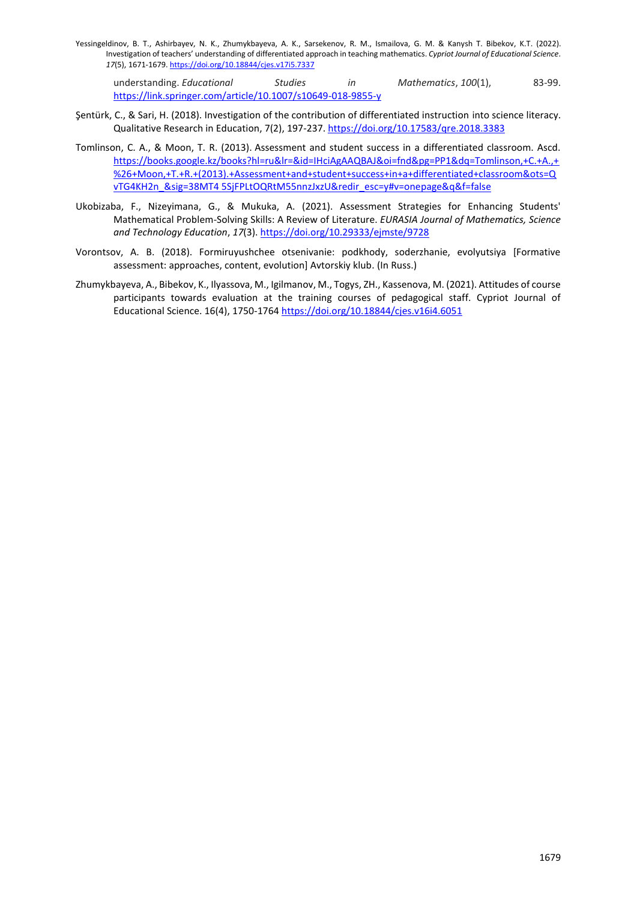understanding. *Educational Studies in Mathematics*, *100*(1), 83-99. https://link.springer.com/article/10.1007/s10649-018-9855-y

Şentürk, C., & Sari, H. (2018). Investigation of the contribution of differentiated instruction into science literacy. Qualitative Research in Education, 7(2), 197-237. https://doi.org/10.17583/qre.2018.3383

Tomlinson, C. A., & Moon, T. R. (2013). Assessment and student success in a differentiated classroom. Ascd. https://books.google.kz/books?hl=ru&lr=&id=IHciAgAAQBAJ&oi=fnd&pg=PP1&dq=Tomlinson,+C.+A.,+%26+Moon,+T.+R.+(2013).+Assessment+and+student+success+in+a+differentiated+classroom&ots=QvTG4KH2n_&sig=38MT4 5SjFPLtOQRtM55nnzJxzU&redir_esc=y#v=onepage&q&f=false

Ukobizaba, F., Nizeyimana, G., & Mukuka, A. (2021). Assessment Strategies for Enhancing Students' Mathematical Problem-Solving Skills: A Review of Literature. *EURASIA Journal of Mathematics, Science and Technology Education*, *17*(3). https://doi.org/10.29333/ejmste/9728

Vorontsov, A. B. (2018). Formiruyushchee otsenivanie: podkhody, soderzhanie, evolyutsiya [Formative assessment: approaches, content, evolution] Avtorskiy klub. (In Russ.)

Zhumykbayeva, A., Bibekov, K., Ilyassova, M., Igilmanov, M., Togys, ZH., Kassenova, M. (2021). Attitudes of course participants towards evaluation at the training courses of pedagogical staff. Cypriot Journal of Educational Science. 16(4), 1750-1764 https://doi.org/10.18844/cjes.v16i4.6051